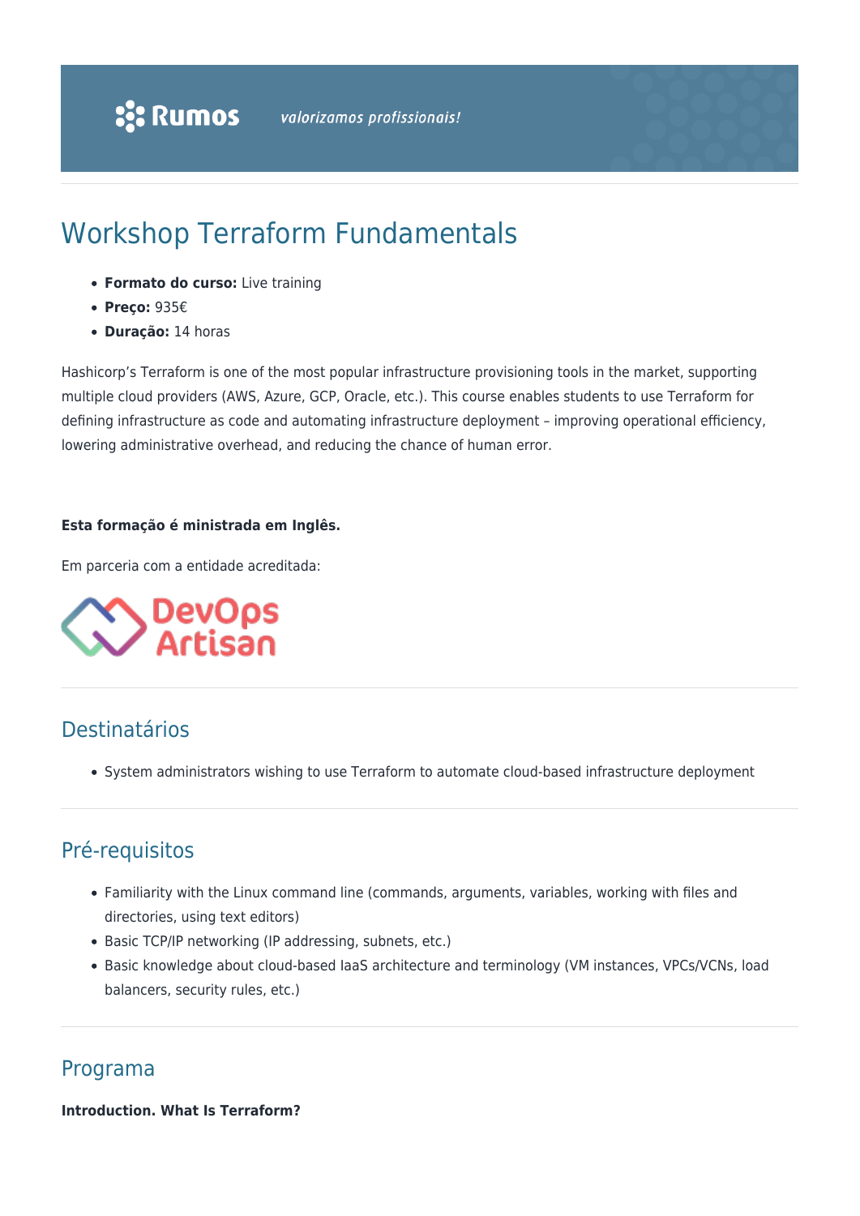# Workshop Terraform Fundamentals

- **Formato do curso:** Live training
- **Preço:** 935€
- **Duração:** 14 horas

Hashicorp's Terraform is one of the most popular infrastructure provisioning tools in the market, supporting multiple cloud providers (AWS, Azure, GCP, Oracle, etc.). This course enables students to use Terraform for defining infrastructure as code and automating infrastructure deployment – improving operational efficiency, lowering administrative overhead, and reducing the chance of human error.

**Esta formação é ministrada em Inglês.**

Em parceria com a entidade acreditada:

## Destinatários

- System administrators wishing to use Terraform to automate cloud-based infrastructure deployment

## Pré-requisitos

- Familiarity with the Linux command line (commands, arguments, variables, working with files and directories, using text editors)
- Basic TCP/IP networking (IP addressing, subnets, etc.)
- Basic knowledge about cloud-based IaaS architecture and terminology (VM instances, VPCs/VCNs, load balancers, security rules, etc.)

## Programa

**Introduction. What Is Terraform?**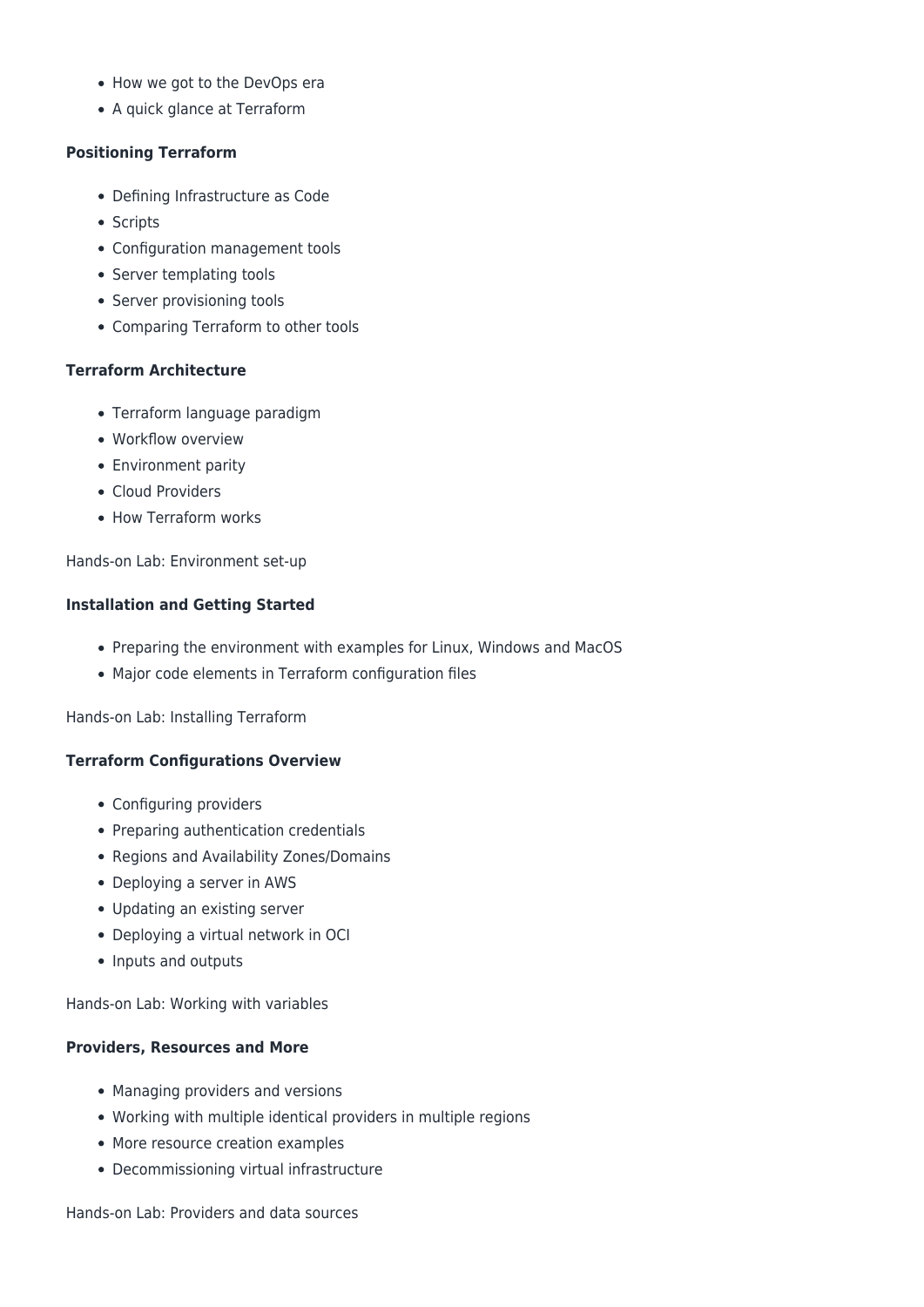- How we got to the DevOps era
- A quick glance at Terraform

**Positioning Terraform**

- Defining Infrastructure as Code
- Scripts
- Configuration management tools
- Server templating tools
- Server provisioning tools
- Comparing Terraform to other tools

**Terraform Architecture**

- Terraform language paradigm
- Workflow overview
- Environment parity
- Cloud Providers
- How Terraform works

Hands-on Lab: Environment set-up

**Installation and Getting Started**

- Preparing the environment with examples for Linux, Windows and MacOS
- Major code elements in Terraform configuration files

Hands-on Lab: Installing Terraform

**Terraform Configurations Overview**

- Configuring providers
- Preparing authentication credentials
- Regions and Availability Zones/Domains
- Deploying a server in AWS
- Updating an existing server
- Deploying a virtual network in OCI
- Inputs and outputs

Hands-on Lab: Working with variables

**Providers, Resources and More**

- Managing providers and versions
- Working with multiple identical providers in multiple regions
- More resource creation examples
- Decommissioning virtual infrastructure

Hands-on Lab: Providers and data sources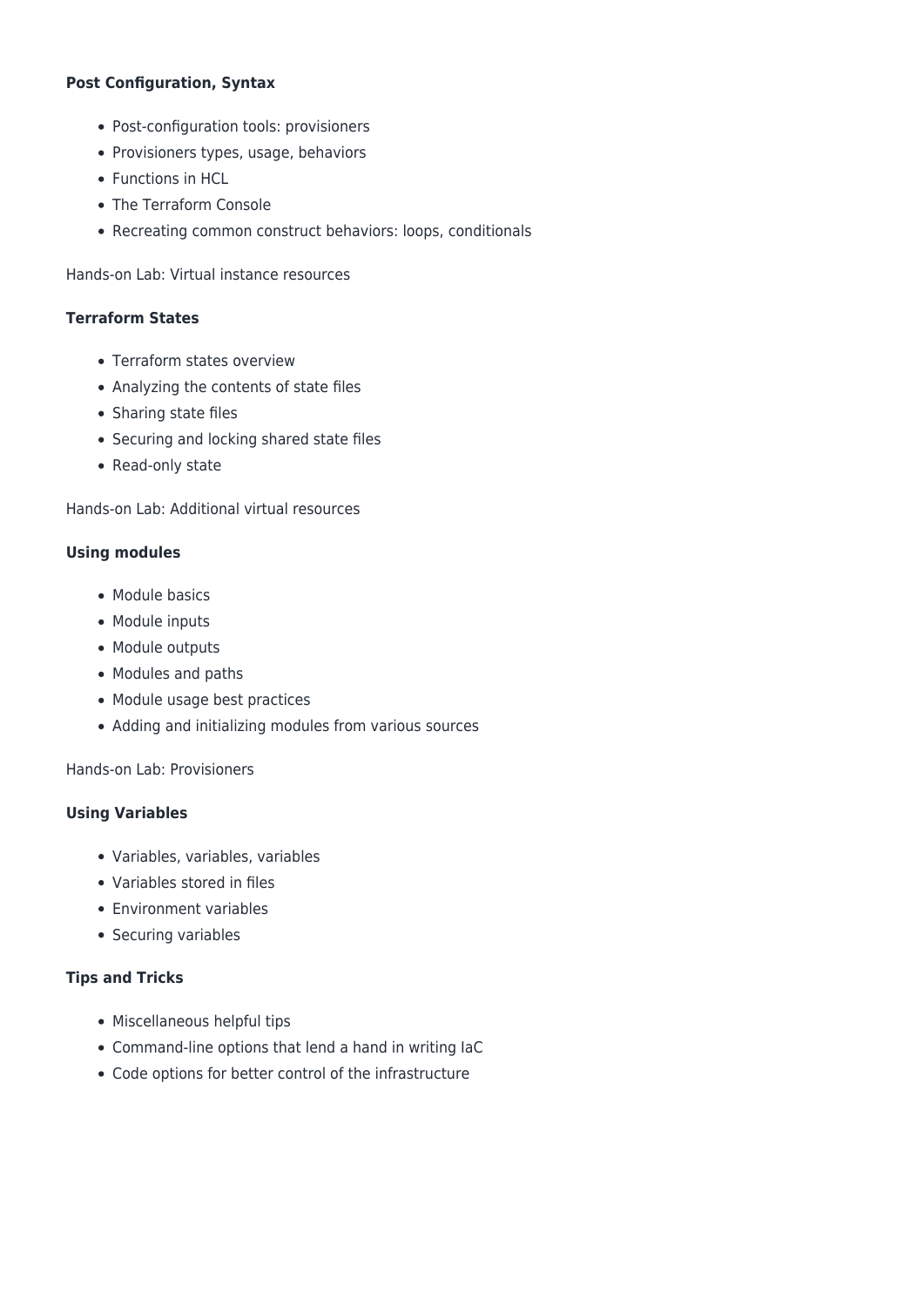**Post Configuration, Syntax**

- Post-configuration tools: provisioners
- Provisioners types, usage, behaviors
- Functions in HCL
- The Terraform Console
- Recreating common construct behaviors: loops, conditionals

Hands-on Lab: Virtual instance resources

**Terraform States**

- Terraform states overview
- Analyzing the contents of state files
- Sharing state files
- Securing and locking shared state files
- Read-only state

Hands-on Lab: Additional virtual resources

**Using modules**

- Module basics
- Module inputs
- Module outputs
- Modules and paths
- Module usage best practices
- Adding and initializing modules from various sources

Hands-on Lab: Provisioners

**Using Variables**

- Variables, variables, variables
- Variables stored in files
- Environment variables
- Securing variables

**Tips and Tricks**

- Miscellaneous helpful tips
- Command-line options that lend a hand in writing IaC
- Code options for better control of the infrastructure